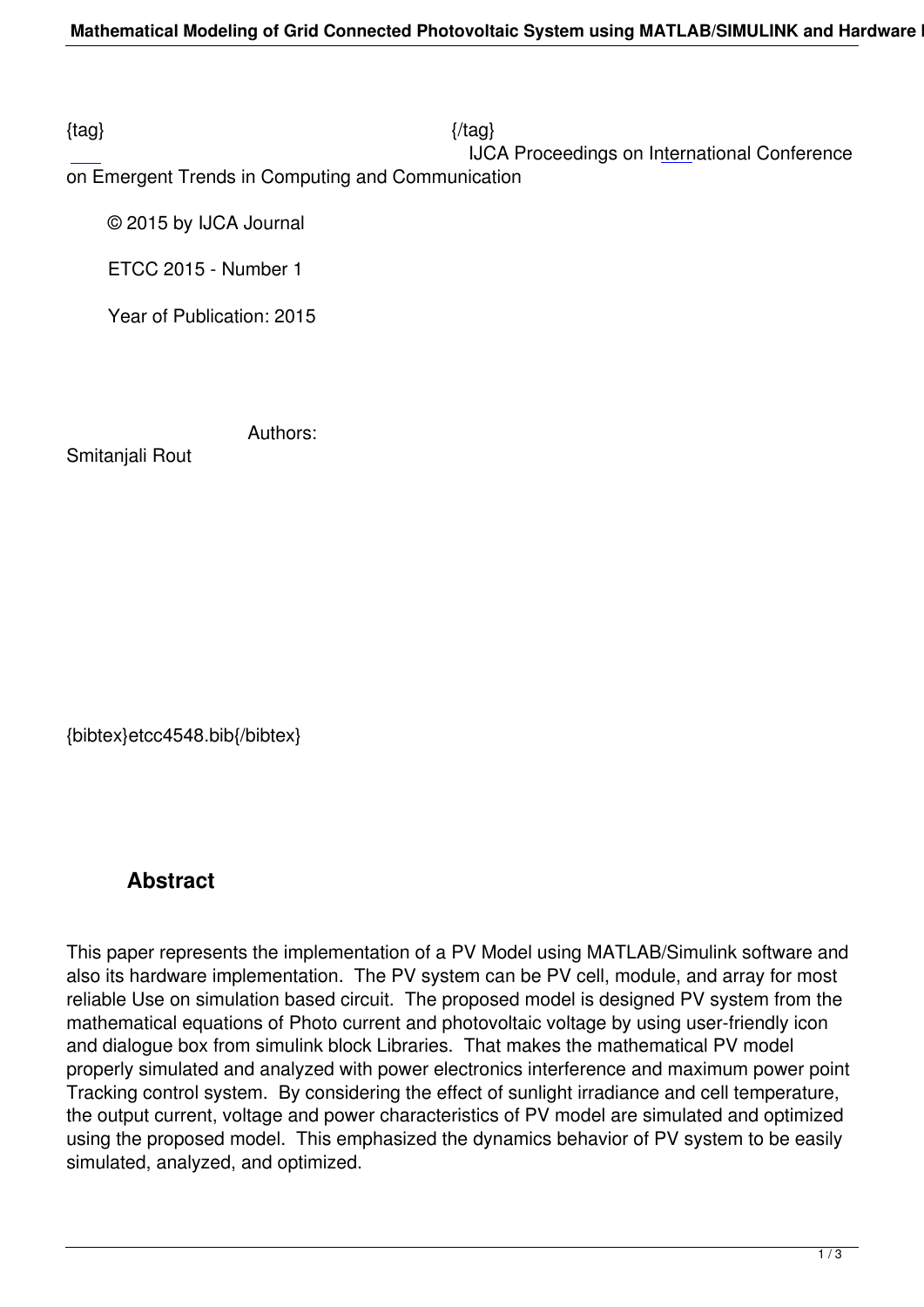{tag} {/tag}
IJCA Proceedings on International Conference on Emergent Trends in Computing and Communication

© 2015 by IJCA Journal

ETCC 2015 - Number 1

Year of Publication: 2015

Authors:
Smitanjali Rout

{bibtex}etcc4548.bib{/bibtex}

## Abstract

This paper represents the implementation of a PV Model using MATLAB/Simulink software and also its hardware implementation. The PV system can be PV cell, module, and array for most reliable Use on simulation based circuit. The proposed model is designed PV system from the mathematical equations of Photo current and photovoltaic voltage by using user-friendly icon and dialogue box from simulink block Libraries. That makes the mathematical PV model properly simulated and analyzed with power electronics interference and maximum power point Tracking control system. By considering the effect of sunlight irradiance and cell temperature, the output current, voltage and power characteristics of PV model are simulated and optimized using the proposed model. This emphasized the dynamics behavior of PV system to be easily simulated, analyzed, and optimized.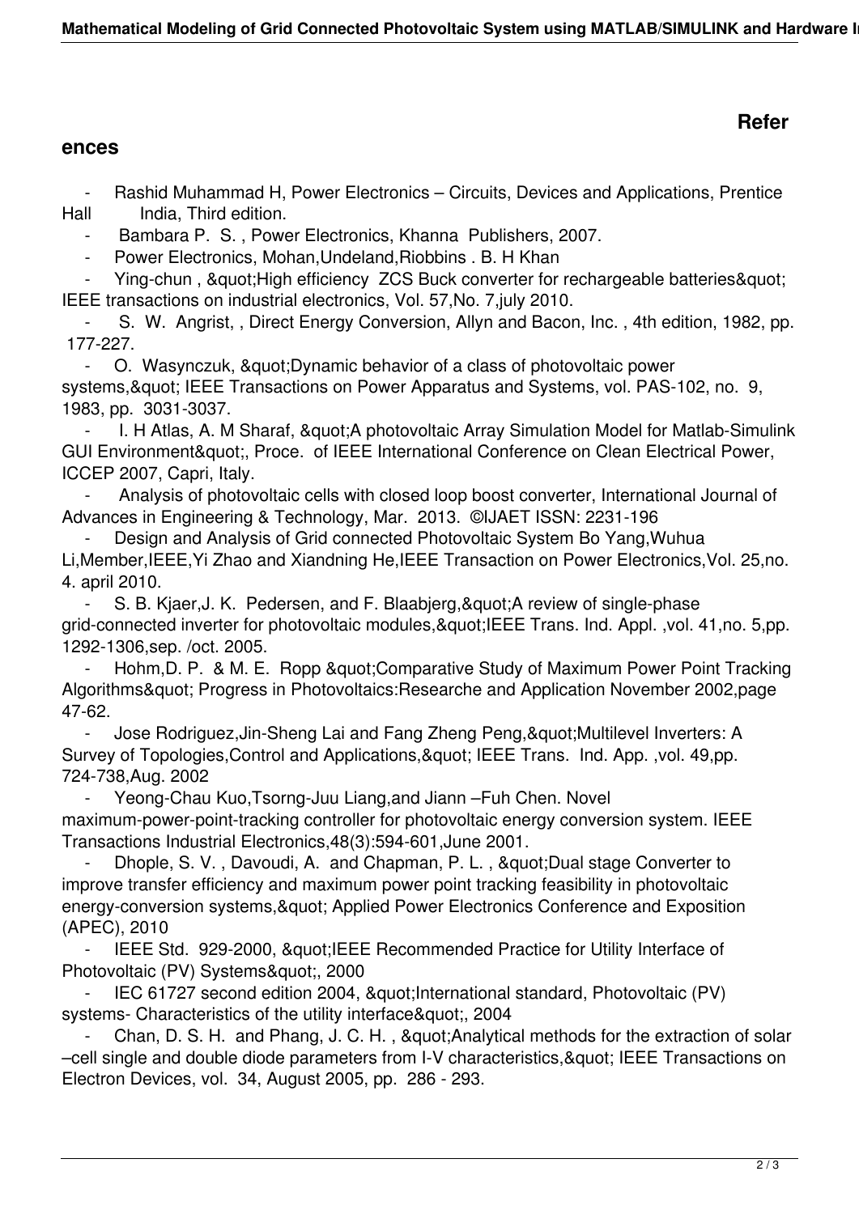## References

- Rashid Muhammad H, Power Electronics – Circuits, Devices and Applications, Prentice Hall India, Third edition.
- Bambara P. S. , Power Electronics, Khanna Publishers, 2007.
- Power Electronics, Mohan,Undeland,Riobbins . B. H Khan
- Ying-chun , "High efficiency ZCS Buck converter for rechargeable batteries" IEEE transactions on industrial electronics, Vol. 57,No. 7,july 2010.
- S. W. Angrist, , Direct Energy Conversion, Allyn and Bacon, Inc. , 4th edition, 1982, pp. 177-227.
- O. Wasynczuk, "Dynamic behavior of a class of photovoltaic power systems," IEEE Transactions on Power Apparatus and Systems, vol. PAS-102, no. 9, 1983, pp. 3031-3037.
- I. H Atlas, A. M Sharaf, "A photovoltaic Array Simulation Model for Matlab-Simulink GUI Environment", Proce. of IEEE International Conference on Clean Electrical Power, ICCEP 2007, Capri, Italy.
- Analysis of photovoltaic cells with closed loop boost converter, International Journal of Advances in Engineering & Technology, Mar. 2013. ©IJAET ISSN: 2231-196
- Design and Analysis of Grid connected Photovoltaic System Bo Yang,Wuhua Li,Member,IEEE,Yi Zhao and Xiandning He,IEEE Transaction on Power Electronics,Vol. 25,no. 4. april 2010.
- S. B. Kjaer,J. K. Pedersen, and F. Blaabjerg,"A review of single-phase grid-connected inverter for photovoltaic modules,"IEEE Trans. Ind. Appl. ,vol. 41,no. 5,pp. 1292-1306,sep. /oct. 2005.
- Hohm,D. P. & M. E. Ropp "Comparative Study of Maximum Power Point Tracking Algorithms" Progress in Photovoltaics:Researche and Application November 2002,page 47-62.
- Jose Rodriguez,Jin-Sheng Lai and Fang Zheng Peng,"Multilevel Inverters: A Survey of Topologies,Control and Applications," IEEE Trans. Ind. App. ,vol. 49,pp. 724-738,Aug. 2002
- Yeong-Chau Kuo,Tsorng-Juu Liang,and Jiann –Fuh Chen. Novel maximum-power-point-tracking controller for photovoltaic energy conversion system. IEEE Transactions Industrial Electronics,48(3):594-601,June 2001.
- Dhople, S. V. , Davoudi, A. and Chapman, P. L. , "Dual stage Converter to improve transfer efficiency and maximum power point tracking feasibility in photovoltaic energy-conversion systems," Applied Power Electronics Conference and Exposition (APEC), 2010
- IEEE Std. 929-2000, "IEEE Recommended Practice for Utility Interface of Photovoltaic (PV) Systems", 2000
- IEC 61727 second edition 2004, "International standard, Photovoltaic (PV) systems- Characteristics of the utility interface", 2004
- Chan, D. S. H. and Phang, J. C. H. , "Analytical methods for the extraction of solar –cell single and double diode parameters from I-V characteristics," IEEE Transactions on Electron Devices, vol. 34, August 2005, pp. 286 - 293.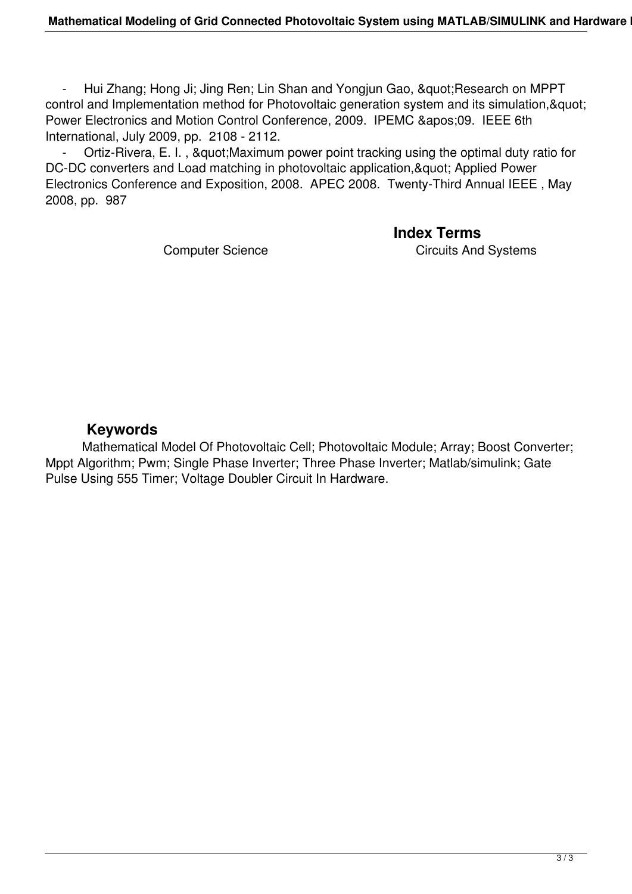- Hui Zhang; Hong Ji; Jing Ren; Lin Shan and Yongjun Gao, &quot;Research on MPPT control and Implementation method for Photovoltaic generation system and its simulation,&quot; Power Electronics and Motion Control Conference, 2009. IPEMC &apos;09. IEEE 6th International, July 2009, pp. 2108 - 2112.
- Ortiz-Rivera, E. I. , &quot;Maximum power point tracking using the optimal duty ratio for DC-DC converters and Load matching in photovoltaic application,&quot; Applied Power Electronics Conference and Exposition, 2008. APEC 2008. Twenty-Third Annual IEEE , May 2008, pp. 987

## Index Terms

Computer Science

Circuits And Systems

## Keywords

Mathematical Model Of Photovoltaic Cell; Photovoltaic Module; Array; Boost Converter; Mppt Algorithm; Pwm; Single Phase Inverter; Three Phase Inverter; Matlab/simulink; Gate Pulse Using 555 Timer; Voltage Doubler Circuit In Hardware.